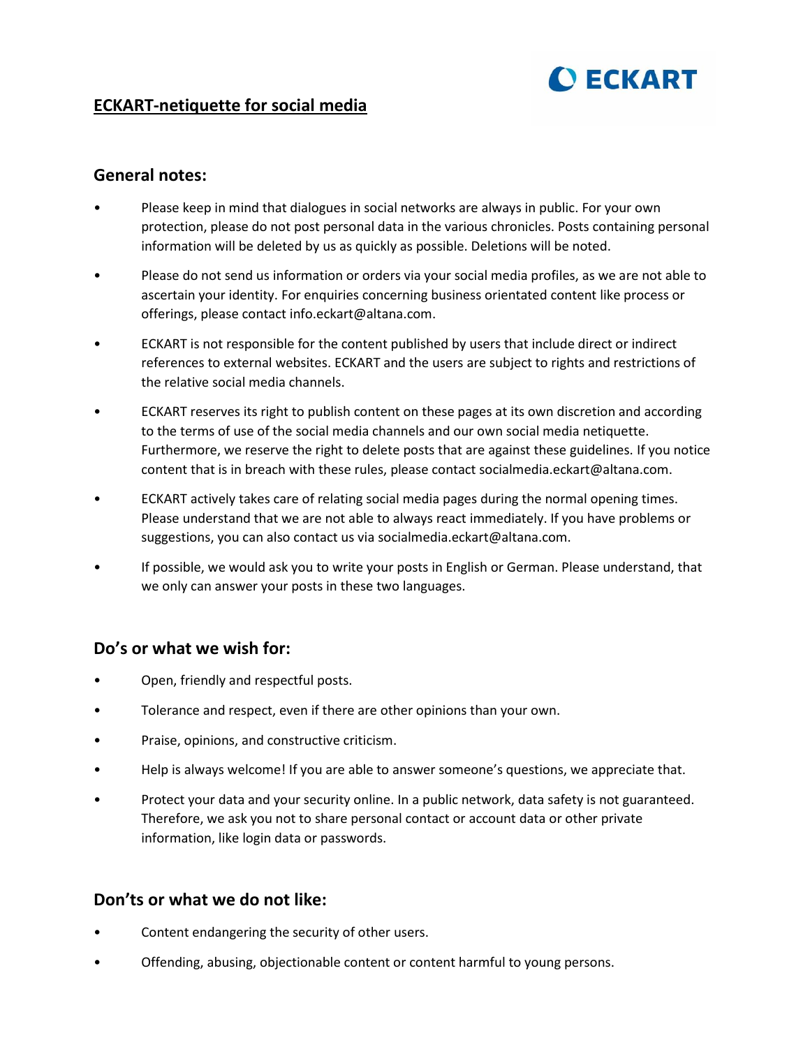# ECKART-netiquette for social media

ECKART

## General notes:

- Please keep in mind that dialogues in social networks are always in public. For your own protection, please do not post personal data in the various chronicles. Posts containing personal information will be deleted by us as quickly as possible. Deletions will be noted.
- Please do not send us information or orders via your social media profiles, as we are not able to ascertain your identity. For enquiries concerning business orientated content like process or offerings, please contact info.eckart@altana.com.
- ECKART is not responsible for the content published by users that include direct or indirect references to external websites. ECKART and the users are subject to rights and restrictions of the relative social media channels.
- ECKART reserves its right to publish content on these pages at its own discretion and according to the terms of use of the social media channels and our own social media netiquette. Furthermore, we reserve the right to delete posts that are against these guidelines. If you notice content that is in breach with these rules, please contact socialmedia.eckart@altana.com.
- ECKART actively takes care of relating social media pages during the normal opening times. Please understand that we are not able to always react immediately. If you have problems or suggestions, you can also contact us via socialmedia.eckart@altana.com.
- If possible, we would ask you to write your posts in English or German. Please understand, that we only can answer your posts in these two languages.

## Do's or what we wish for:

- Open, friendly and respectful posts.
- Tolerance and respect, even if there are other opinions than your own.
- Praise, opinions, and constructive criticism.
- Help is always welcome! If you are able to answer someone's questions, we appreciate that.
- Protect your data and your security online. In a public network, data safety is not guaranteed. Therefore, we ask you not to share personal contact or account data or other private information, like login data or passwords.

## Don'ts or what we do not like:

- Content endangering the security of other users.
- Offending, abusing, objectionable content or content harmful to young persons.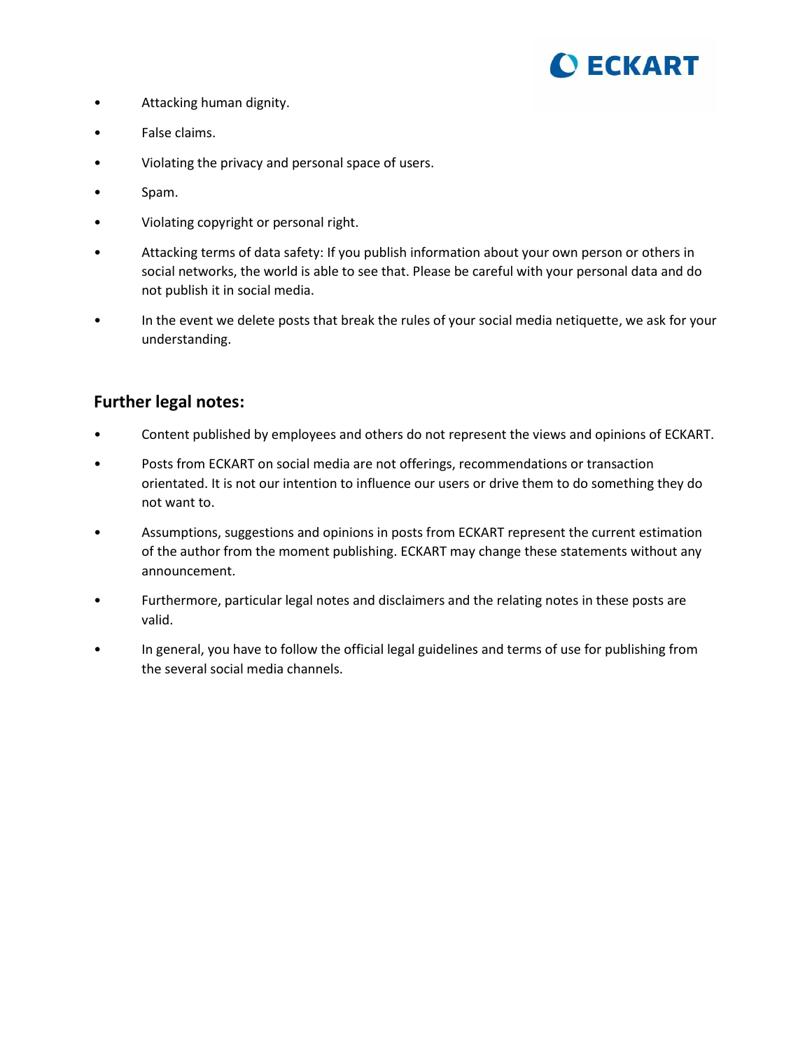- Attacking human dignity.
- False claims.
- Violating the privacy and personal space of users.
- Spam.
- Violating copyright or personal right.
- Attacking terms of data safety: If you publish information about your own person or others in social networks, the world is able to see that. Please be careful with your personal data and do not publish it in social media.
- In the event we delete posts that break the rules of your social media netiquette, we ask for your understanding.

## Further legal notes:

- Content published by employees and others do not represent the views and opinions of ECKART.
- Posts from ECKART on social media are not offerings, recommendations or transaction orientated. It is not our intention to influence our users or drive them to do something they do not want to.
- Assumptions, suggestions and opinions in posts from ECKART represent the current estimation of the author from the moment publishing. ECKART may change these statements without any announcement.
- Furthermore, particular legal notes and disclaimers and the relating notes in these posts are valid.
- In general, you have to follow the official legal guidelines and terms of use for publishing from the several social media channels.